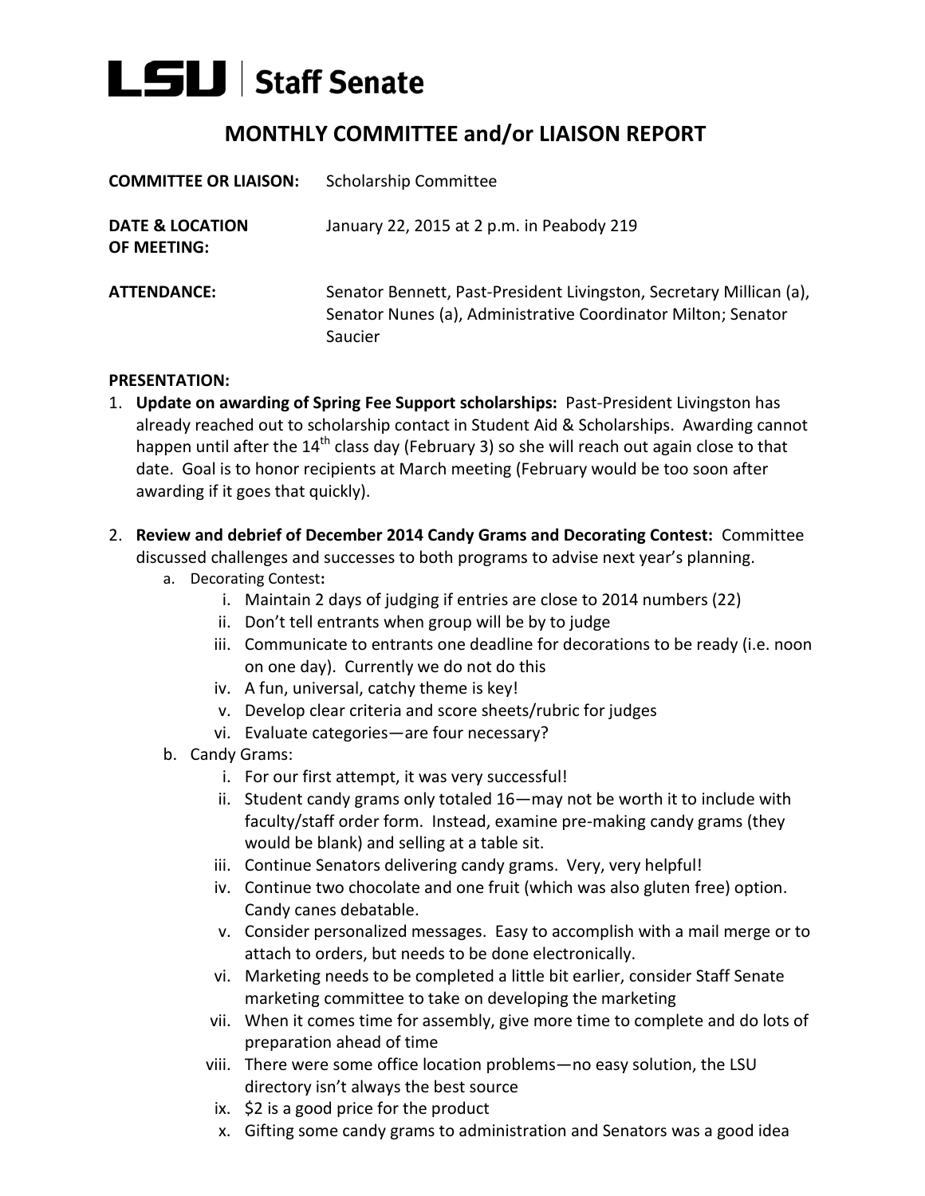# LSU | Staff Senate

## MONTHLY COMMITTEE and/or LIAISON REPORT

**COMMITTEE OR LIAISON:** Scholarship Committee

**DATE & LOCATION OF MEETING:** January 22, 2015 at 2 p.m. in Peabody 219

**ATTENDANCE:** Senator Bennett, Past-President Livingston, Secretary Millican (a), Senator Nunes (a), Administrative Coordinator Milton; Senator Saucier

**PRESENTATION:**

1. **Update on awarding of Spring Fee Support scholarships:** Past-President Livingston has already reached out to scholarship contact in Student Aid & Scholarships. Awarding cannot happen until after the 14th class day (February 3) so she will reach out again close to that date. Goal is to honor recipients at March meeting (February would be too soon after awarding if it goes that quickly).

2. **Review and debrief of December 2014 Candy Grams and Decorating Contest:** Committee discussed challenges and successes to both programs to advise next year's planning.
   a. Decorating Contest**:**
      i. Maintain 2 days of judging if entries are close to 2014 numbers (22)
      ii. Don't tell entrants when group will be by to judge
      iii. Communicate to entrants one deadline for decorations to be ready (i.e. noon on one day). Currently we do not do this
      iv. A fun, universal, catchy theme is key!
      v. Develop clear criteria and score sheets/rubric for judges
      vi. Evaluate categories—are four necessary?

   b. Candy Grams:
      i. For our first attempt, it was very successful!
      ii. Student candy grams only totaled 16—may not be worth it to include with faculty/staff order form. Instead, examine pre-making candy grams (they would be blank) and selling at a table sit.
      iii. Continue Senators delivering candy grams. Very, very helpful!
      iv. Continue two chocolate and one fruit (which was also gluten free) option. Candy canes debatable.
      v. Consider personalized messages. Easy to accomplish with a mail merge or to attach to orders, but needs to be done electronically.
      vi. Marketing needs to be completed a little bit earlier, consider Staff Senate marketing committee to take on developing the marketing
      vii. When it comes time for assembly, give more time to complete and do lots of preparation ahead of time
      viii. There were some office location problems—no easy solution, the LSU directory isn't always the best source
      ix. $2 is a good price for the product
      x. Gifting some candy grams to administration and Senators was a good idea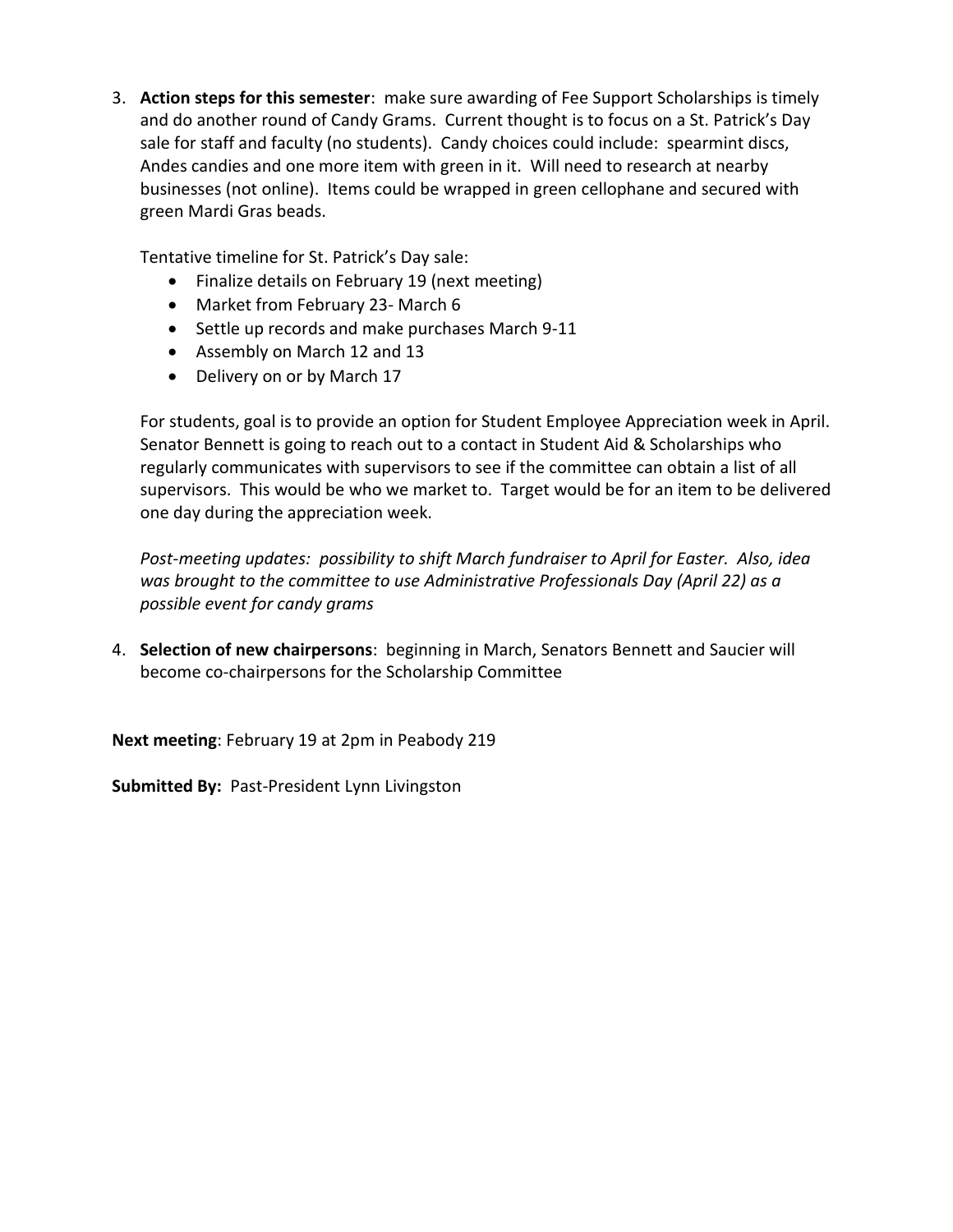3. **Action steps for this semester**: make sure awarding of Fee Support Scholarships is timely and do another round of Candy Grams. Current thought is to focus on a St. Patrick's Day sale for staff and faculty (no students). Candy choices could include: spearmint discs, Andes candies and one more item with green in it. Will need to research at nearby businesses (not online). Items could be wrapped in green cellophane and secured with green Mardi Gras beads.

   Tentative timeline for St. Patrick's Day sale:

   - Finalize details on February 19 (next meeting)
   - Market from February 23- March 6
   - Settle up records and make purchases March 9-11
   - Assembly on March 12 and 13
   - Delivery on or by March 17

   For students, goal is to provide an option for Student Employee Appreciation week in April. Senator Bennett is going to reach out to a contact in Student Aid & Scholarships who regularly communicates with supervisors to see if the committee can obtain a list of all supervisors. This would be who we market to. Target would be for an item to be delivered one day during the appreciation week.

   *Post-meeting updates: possibility to shift March fundraiser to April for Easter. Also, idea was brought to the committee to use Administrative Professionals Day (April 22) as a possible event for candy grams*

4. **Selection of new chairpersons**: beginning in March, Senators Bennett and Saucier will become co-chairpersons for the Scholarship Committee

**Next meeting**: February 19 at 2pm in Peabody 219

**Submitted By:** Past-President Lynn Livingston